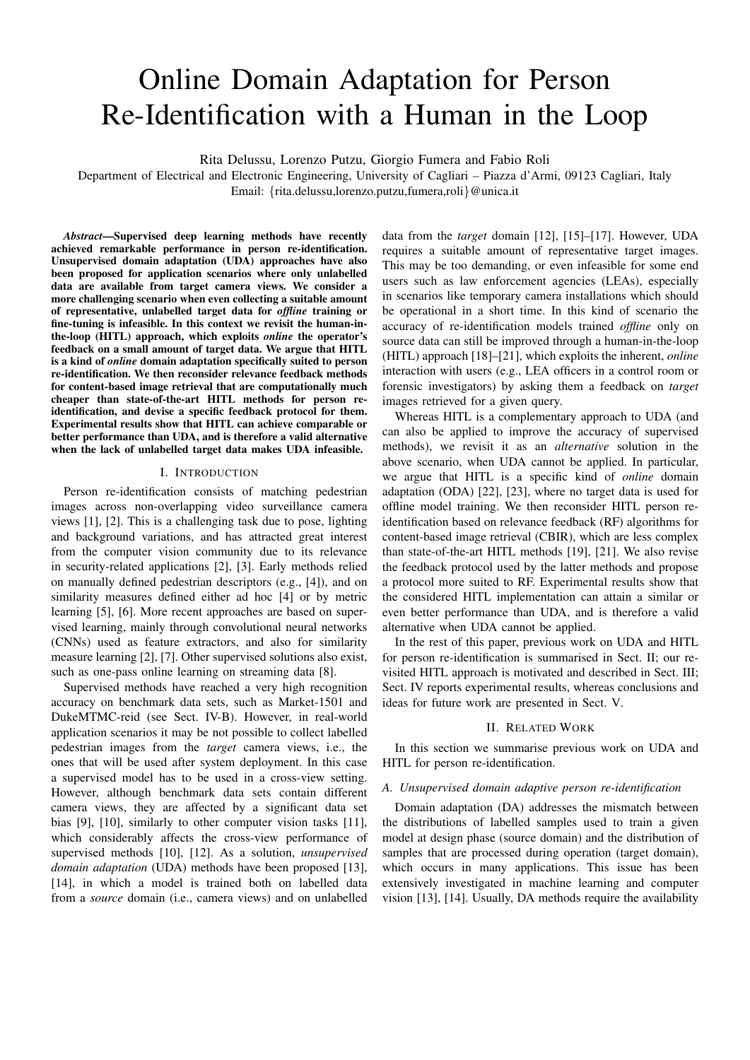# Online Domain Adaptation for Person Re-Identification with a Human in the Loop

Rita Delussu, Lorenzo Putzu, Giorgio Fumera and Fabio Roli

Department of Electrical and Electronic Engineering, University of Cagliari – Piazza d'Armi, 09123 Cagliari, Italy

Email: {rita.delussu,lorenzo.putzu,fumera,roli}@unica.it

***Abstract*—Supervised deep learning methods have recently achieved remarkable performance in person re-identification. Unsupervised domain adaptation (UDA) approaches have also been proposed for application scenarios where only unlabelled data are available from target camera views. We consider a more challenging scenario when even collecting a suitable amount of representative, unlabelled target data for *offline* training or fine-tuning is infeasible. In this context we revisit the human-in-the-loop (HITL) approach, which exploits *online* the operator's feedback on a small amount of target data. We argue that HITL is a kind of *online* domain adaptation specifically suited to person re-identification. We then reconsider relevance feedback methods for content-based image retrieval that are computationally much cheaper than state-of-the-art HITL methods for person re-identification, and devise a specific feedback protocol for them. Experimental results show that HITL can achieve comparable or better performance than UDA, and is therefore a valid alternative when the lack of unlabelled target data makes UDA infeasible.**

## I. Introduction

Person re-identification consists of matching pedestrian images across non-overlapping video surveillance camera views [1], [2]. This is a challenging task due to pose, lighting and background variations, and has attracted great interest from the computer vision community due to its relevance in security-related applications [2], [3]. Early methods relied on manually defined pedestrian descriptors (e.g., [4]), and on similarity measures defined either ad hoc [4] or by metric learning [5], [6]. More recent approaches are based on supervised learning, mainly through convolutional neural networks (CNNs) used as feature extractors, and also for similarity measure learning [2], [7]. Other supervised solutions also exist, such as one-pass online learning on streaming data [8].

Supervised methods have reached a very high recognition accuracy on benchmark data sets, such as Market-1501 and DukeMTMC-reid (see Sect. IV-B). However, in real-world application scenarios it may be not possible to collect labelled pedestrian images from the *target* camera views, i.e., the ones that will be used after system deployment. In this case a supervised model has to be used in a cross-view setting. However, although benchmark data sets contain different camera views, they are affected by a significant data set bias [9], [10], similarly to other computer vision tasks [11], which considerably affects the cross-view performance of supervised methods [10], [12]. As a solution, *unsupervised domain adaptation* (UDA) methods have been proposed [13], [14], in which a model is trained both on labelled data from a *source* domain (i.e., camera views) and on unlabelled data from the *target* domain [12], [15]–[17]. However, UDA requires a suitable amount of representative target images. This may be too demanding, or even infeasible for some end users such as law enforcement agencies (LEAs), especially in scenarios like temporary camera installations which should be operational in a short time. In this kind of scenario the accuracy of re-identification models trained *offline* only on source data can still be improved through a human-in-the-loop (HITL) approach [18]–[21], which exploits the inherent, *online* interaction with users (e.g., LEA officers in a control room or forensic investigators) by asking them a feedback on *target* images retrieved for a given query.

Whereas HITL is a complementary approach to UDA (and can also be applied to improve the accuracy of supervised methods), we revisit it as an *alternative* solution in the above scenario, when UDA cannot be applied. In particular, we argue that HITL is a specific kind of *online* domain adaptation (ODA) [22], [23], where no target data is used for offline model training. We then reconsider HITL person re-identification based on relevance feedback (RF) algorithms for content-based image retrieval (CBIR), which are less complex than state-of-the-art HITL methods [19], [21]. We also revise the feedback protocol used by the latter methods and propose a protocol more suited to RF. Experimental results show that the considered HITL implementation can attain a similar or even better performance than UDA, and is therefore a valid alternative when UDA cannot be applied.

In the rest of this paper, previous work on UDA and HITL for person re-identification is summarised in Sect. II; our revisited HITL approach is motivated and described in Sect. III; Sect. IV reports experimental results, whereas conclusions and ideas for future work are presented in Sect. V.

## II. Related Work

In this section we summarise previous work on UDA and HITL for person re-identification.

### A. Unsupervised domain adaptive person re-identification

Domain adaptation (DA) addresses the mismatch between the distributions of labelled samples used to train a given model at design phase (source domain) and the distribution of samples that are processed during operation (target domain), which occurs in many applications. This issue has been extensively investigated in machine learning and computer vision [13], [14]. Usually, DA methods require the availability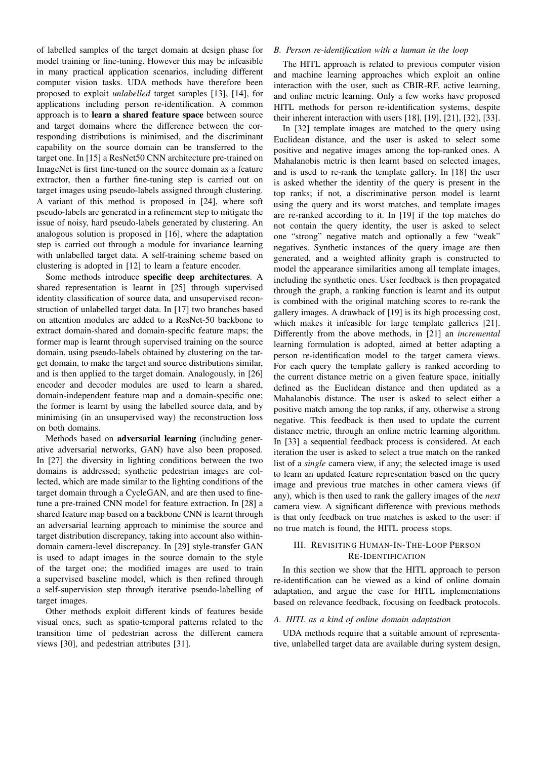of labelled samples of the target domain at design phase for model training or fine-tuning. However this may be infeasible in many practical application scenarios, including different computer vision tasks. UDA methods have therefore been proposed to exploit *unlabelled* target samples [13], [14], for applications including person re-identification. A common approach is to **learn a shared feature space** between source and target domains where the difference between the corresponding distributions is minimised, and the discriminant capability on the source domain can be transferred to the target one. In [15] a ResNet50 CNN architecture pre-trained on ImageNet is first fine-tuned on the source domain as a feature extractor, then a further fine-tuning step is carried out on target images using pseudo-labels assigned through clustering. A variant of this method is proposed in [24], where soft pseudo-labels are generated in a refinement step to mitigate the issue of noisy, hard pseudo-labels generated by clustering. An analogous solution is proposed in [16], where the adaptation step is carried out through a module for invariance learning with unlabelled target data. A self-training scheme based on clustering is adopted in [12] to learn a feature encoder.

Some methods introduce **specific deep architectures**. A shared representation is learnt in [25] through supervised identity classification of source data, and unsupervised reconstruction of unlabelled target data. In [17] two branches based on attention modules are added to a ResNet-50 backbone to extract domain-shared and domain-specific feature maps; the former map is learnt through supervised training on the source domain, using pseudo-labels obtained by clustering on the target domain, to make the target and source distributions similar, and is then applied to the target domain. Analogously, in [26] encoder and decoder modules are used to learn a shared, domain-independent feature map and a domain-specific one; the former is learnt by using the labelled source data, and by minimising (in an unsupervised way) the reconstruction loss on both domains.

Methods based on **adversarial learning** (including generative adversarial networks, GAN) have also been proposed. In [27] the diversity in lighting conditions between the two domains is addressed; synthetic pedestrian images are collected, which are made similar to the lighting conditions of the target domain through a CycleGAN, and are then used to fine-tune a pre-trained CNN model for feature extraction. In [28] a shared feature map based on a backbone CNN is learnt through an adversarial learning approach to minimise the source and target distribution discrepancy, taking into account also within-domain camera-level discrepancy. In [29] style-transfer GAN is used to adapt images in the source domain to the style of the target one; the modified images are used to train a supervised baseline model, which is then refined through a self-supervision step through iterative pseudo-labelling of target images.

Other methods exploit different kinds of features beside visual ones, such as spatio-temporal patterns related to the transition time of pedestrian across the different camera views [30], and pedestrian attributes [31].

### B. Person re-identification with a human in the loop

The HITL approach is related to previous computer vision and machine learning approaches which exploit an online interaction with the user, such as CBIR-RF, active learning, and online metric learning. Only a few works have proposed HITL methods for person re-identification systems, despite their inherent interaction with users [18], [19], [21], [32], [33].

In [32] template images are matched to the query using Euclidean distance, and the user is asked to select some positive and negative images among the top-ranked ones. A Mahalanobis metric is then learnt based on selected images, and is used to re-rank the template gallery. In [18] the user is asked whether the identity of the query is present in the top ranks; if not, a discriminative person model is learnt using the query and its worst matches, and template images are re-ranked according to it. In [19] if the top matches do not contain the query identity, the user is asked to select one "strong" negative match and optionally a few "weak" negatives. Synthetic instances of the query image are then generated, and a weighted affinity graph is constructed to model the appearance similarities among all template images, including the synthetic ones. User feedback is then propagated through the graph, a ranking function is learnt and its output is combined with the original matching scores to re-rank the gallery images. A drawback of [19] is its high processing cost, which makes it infeasible for large template galleries [21]. Differently from the above methods, in [21] an *incremental* learning formulation is adopted, aimed at better adapting a person re-identification model to the target camera views. For each query the template gallery is ranked according to the current distance metric on a given feature space, initially defined as the Euclidean distance and then updated as a Mahalanobis distance. The user is asked to select either a positive match among the top ranks, if any, otherwise a strong negative. This feedback is then used to update the current distance metric, through an online metric learning algorithm. In [33] a sequential feedback process is considered. At each iteration the user is asked to select a true match on the ranked list of a *single* camera view, if any; the selected image is used to learn an updated feature representation based on the query image and previous true matches in other camera views (if any), which is then used to rank the gallery images of the *next* camera view. A significant difference with previous methods is that only feedback on true matches is asked to the user: if no true match is found, the HITL process stops.

## III. Revisiting Human-In-The-Loop Person Re-Identification

In this section we show that the HITL approach to person re-identification can be viewed as a kind of online domain adaptation, and argue the case for HITL implementations based on relevance feedback, focusing on feedback protocols.

### A. HITL as a kind of online domain adaptation

UDA methods require that a suitable amount of representative, unlabelled target data are available during system design,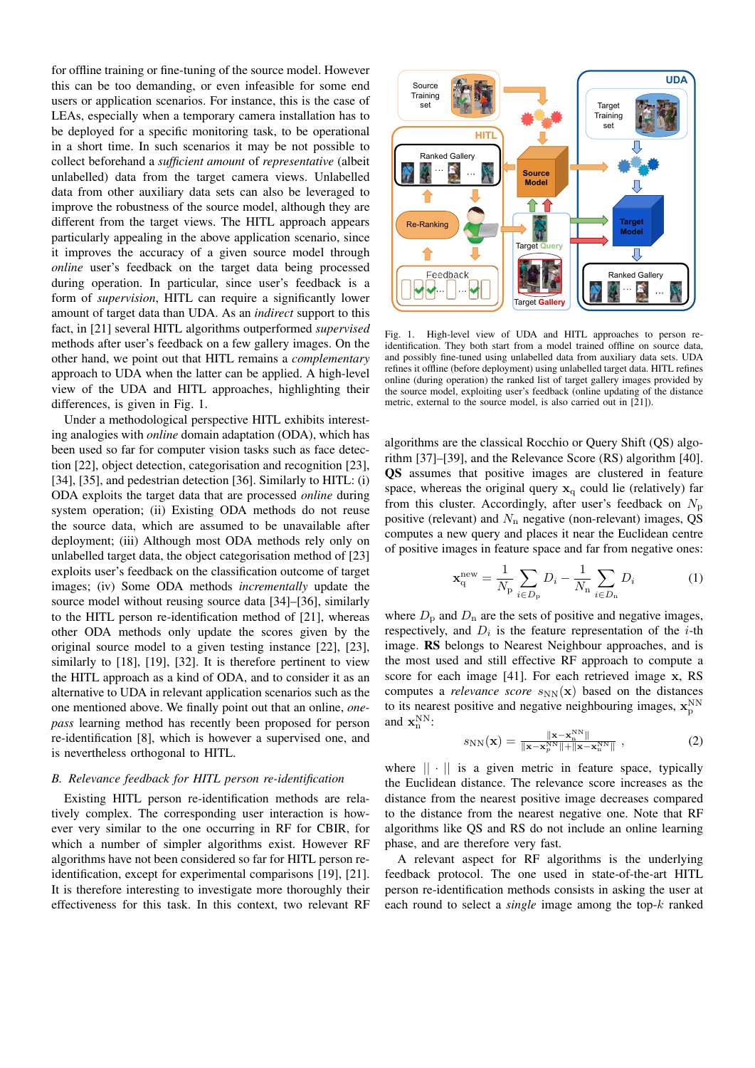for offline training or fine-tuning of the source model. However this can be too demanding, or even infeasible for some end users or application scenarios. For instance, this is the case of LEAs, especially when a temporary camera installation has to be deployed for a specific monitoring task, to be operational in a short time. In such scenarios it may be not possible to collect beforehand a *sufficient amount* of *representative* (albeit unlabelled) data from the target camera views. Unlabelled data from other auxiliary data sets can also be leveraged to improve the robustness of the source model, although they are different from the target views. The HITL approach appears particularly appealing in the above application scenario, since it improves the accuracy of a given source model through *online* user's feedback on the target data being processed during operation. In particular, since user's feedback is a form of *supervision*, HITL can require a significantly lower amount of target data than UDA. As an *indirect* support to this fact, in [21] several HITL algorithms outperformed *supervised* methods after user's feedback on a few gallery images. On the other hand, we point out that HITL remains a *complementary* approach to UDA when the latter can be applied. A high-level view of the UDA and HITL approaches, highlighting their differences, is given in Fig. 1.

Under a methodological perspective HITL exhibits interesting analogies with *online* domain adaptation (ODA), which has been used so far for computer vision tasks such as face detection [22], object detection, categorisation and recognition [23], [34], [35], and pedestrian detection [36]. Similarly to HITL: (i) ODA exploits the target data that are processed *online* during system operation; (ii) Existing ODA methods do not reuse the source data, which are assumed to be unavailable after deployment; (iii) Although most ODA methods rely only on unlabelled target data, the object categorisation method of [23] exploits user's feedback on the classification outcome of target images; (iv) Some ODA methods *incrementally* update the source model without reusing source data [34]–[36], similarly to the HITL person re-identification method of [21], whereas other ODA methods only update the scores given by the original source model to a given testing instance [22], [23], similarly to [18], [19], [32]. It is therefore pertinent to view the HITL approach as a kind of ODA, and to consider it as an alternative to UDA in relevant application scenarios such as the one mentioned above. We finally point out that an online, *one-pass* learning method has recently been proposed for person re-identification [8], which is however a supervised one, and is nevertheless orthogonal to HITL.

### B. Relevance feedback for HITL person re-identification

Existing HITL person re-identification methods are relatively complex. The corresponding user interaction is however very similar to the one occurring in RF for CBIR, for which a number of simpler algorithms exist. However RF algorithms have not been considered so far for HITL person re-identification, except for experimental comparisons [19], [21]. It is therefore interesting to investigate more thoroughly their effectiveness for this task. In this context, two relevant RF

Fig. 1. High-level view of UDA and HITL approaches to person re-identification. They both start from a model trained offline on source data, and possibly fine-tuned using unlabelled data from auxiliary data sets. UDA refines it offline (before deployment) using unlabelled target data. HITL refines online (during operation) the ranked list of target gallery images provided by the source model, exploiting user's feedback (online updating of the distance metric, external to the source model, is also carried out in [21]).

algorithms are the classical Rocchio or Query Shift (QS) algorithm [37]–[39], and the Relevance Score (RS) algorithm [40]. **QS** assumes that positive images are clustered in feature space, whereas the original query $\mathbf{x}_\mathrm{q}$ could lie (relatively) far from this cluster. Accordingly, after user's feedback on $N_\mathrm{p}$ positive (relevant) and $N_\mathrm{n}$ negative (non-relevant) images, QS computes a new query and places it near the Euclidean centre of positive images in feature space and far from negative ones:

$$\mathbf{x}_\mathrm{q}^\mathrm{new} = \frac{1}{N_\mathrm{p}} \sum_{i \in D_\mathrm{p}} D_i - \frac{1}{N_\mathrm{n}} \sum_{i \in D_\mathrm{n}} D_i \tag{1}$$

where $D_\mathrm{p}$ and $D_\mathrm{n}$ are the sets of positive and negative images, respectively, and $D_i$ is the feature representation of the $i$-th image. **RS** belongs to Nearest Neighbour approaches, and is the most used and still effective RF approach to compute a score for each image [41]. For each retrieved image $\mathbf{x}$, RS computes a *relevance score* $s_\mathrm{NN}(\mathbf{x})$ based on the distances to its nearest positive and negative neighbouring images, $\mathbf{x}_\mathrm{p}^\mathrm{NN}$ and $\mathbf{x}_\mathrm{n}^\mathrm{NN}$:

$$s_\mathrm{NN}(\mathbf{x}) = \frac{\|\mathbf{x} - \mathbf{x}_\mathrm{n}^\mathrm{NN}\|}{\|\mathbf{x} - \mathbf{x}_\mathrm{p}^\mathrm{NN}\| + \|\mathbf{x} - \mathbf{x}_\mathrm{n}^\mathrm{NN}\|} , \tag{2}$$

where $|| \cdot ||$ is a given metric in feature space, typically the Euclidean distance. The relevance score increases as the distance from the nearest positive image decreases compared to the distance from the nearest negative one. Note that RF algorithms like QS and RS do not include an online learning phase, and are therefore very fast.

A relevant aspect for RF algorithms is the underlying feedback protocol. The one used in state-of-the-art HITL person re-identification methods consists in asking the user at each round to select a *single* image among the top-$k$ ranked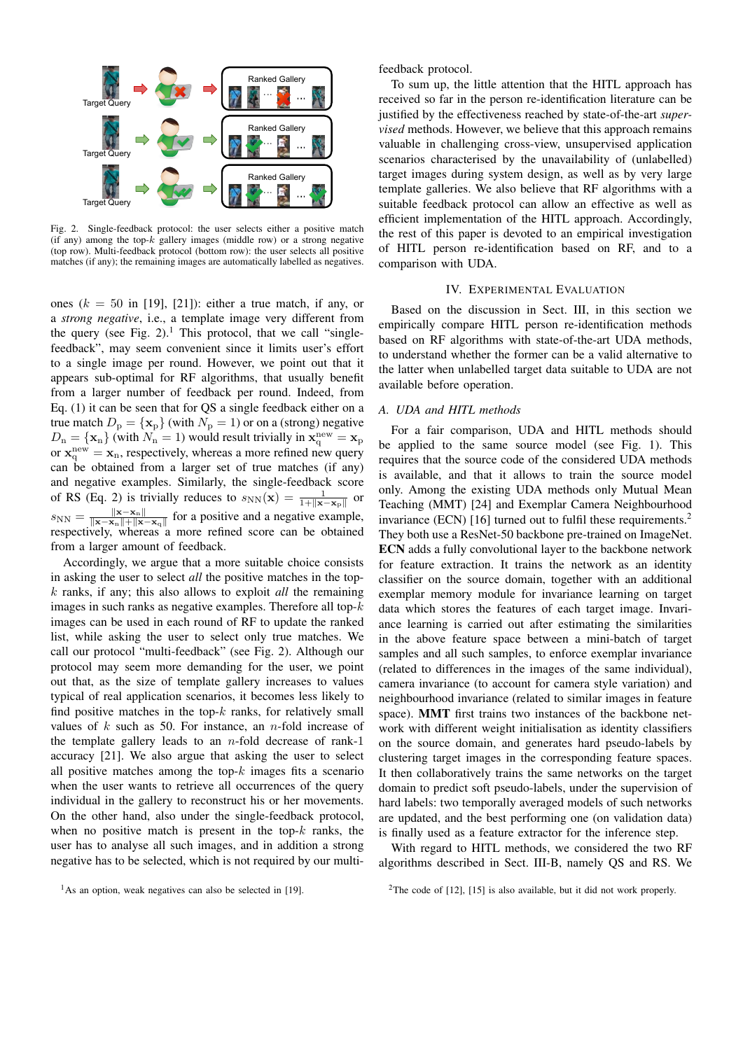Fig. 2. Single-feedback protocol: the user selects either a positive match (if any) among the top-$k$ gallery images (middle row) or a strong negative (top row). Multi-feedback protocol (bottom row): the user selects all positive matches (if any); the remaining images are automatically labelled as negatives.

ones ($k = 50$ in [19], [21]): either a true match, if any, or a *strong negative*, i.e., a template image very different from the query (see Fig. 2).[1] This protocol, that we call "single-feedback", may seem convenient since it limits user's effort to a single image per round. However, we point out that it appears sub-optimal for RF algorithms, that usually benefit from a larger number of feedback per round. Indeed, from Eq. (1) it can be seen that for QS a single feedback either on a true match $D_\text{p} = \{\mathbf{x}_\text{p}\}$ (with $N_\text{p} = 1$) or on a (strong) negative $D_\text{n} = \{\mathbf{x}_\text{n}\}$ (with $N_\text{n} = 1$) would result trivially in $\mathbf{x}_\text{q}^\text{new} = \mathbf{x}_\text{p}$ or $\mathbf{x}_\text{q}^\text{new} = \mathbf{x}_\text{n}$, respectively, whereas a more refined new query can be obtained from a larger set of true matches (if any) and negative examples. Similarly, the single-feedback score of RS (Eq. 2) is trivially reduces to $s_\text{NN}(\mathbf{x}) = \frac{1}{1+\|\mathbf{x}-\mathbf{x}_\text{p}\|}$ or $s_\text{NN} = \frac{\|\mathbf{x}-\mathbf{x}_\text{n}\|}{\|\mathbf{x}-\mathbf{x}_\text{n}\|+\|\mathbf{x}-\mathbf{x}_\text{q}\|}$ for a positive and a negative example, respectively, whereas a more refined score can be obtained from a larger amount of feedback.

Accordingly, we argue that a more suitable choice consists in asking the user to select *all* the positive matches in the top-$k$ ranks, if any; this also allows to exploit *all* the remaining images in such ranks as negative examples. Therefore all top-$k$ images can be used in each round of RF to update the ranked list, while asking the user to select only true matches. We call our protocol "multi-feedback" (see Fig. 2). Although our protocol may seem more demanding for the user, we point out that, as the size of template gallery increases to values typical of real application scenarios, it becomes less likely to find positive matches in the top-$k$ ranks, for relatively small values of $k$ such as 50. For instance, an $n$-fold increase of the template gallery leads to an $n$-fold decrease of rank-1 accuracy [21]. We also argue that asking the user to select all positive matches among the top-$k$ images fits a scenario when the user wants to retrieve all occurrences of the query individual in the gallery to reconstruct his or her movements. On the other hand, also under the single-feedback protocol, when no positive match is present in the top-$k$ ranks, the user has to analyse all such images, and in addition a strong negative has to be selected, which is not required by our multi-feedback protocol.

To sum up, the little attention that the HITL approach has received so far in the person re-identification literature can be justified by the effectiveness reached by state-of-the-art *supervised* methods. However, we believe that this approach remains valuable in challenging cross-view, unsupervised application scenarios characterised by the unavailability of (unlabelled) target images during system design, as well as by very large template galleries. We also believe that RF algorithms with a suitable feedback protocol can allow an effective as well as efficient implementation of the HITL approach. Accordingly, the rest of this paper is devoted to an empirical investigation of HITL person re-identification based on RF, and to a comparison with UDA.

## IV. Experimental Evaluation

Based on the discussion in Sect. III, in this section we empirically compare HITL person re-identification methods based on RF algorithms with state-of-the-art UDA methods, to understand whether the former can be a valid alternative to the latter when unlabelled target data suitable to UDA are not available before operation.

### A. UDA and HITL methods

For a fair comparison, UDA and HITL methods should be applied to the same source model (see Fig. 1). This requires that the source code of the considered UDA methods is available, and that it allows to train the source model only. Among the existing UDA methods only Mutual Mean Teaching (MMT) [24] and Exemplar Camera Neighbourhood invariance (ECN) [16] turned out to fulfil these requirements.[2] They both use a ResNet-50 backbone pre-trained on ImageNet. **ECN** adds a fully convolutional layer to the backbone network for feature extraction. It trains the network as an identity classifier on the source domain, together with an additional exemplar memory module for invariance learning on target data which stores the features of each target image. Invariance learning is carried out after estimating the similarities in the above feature space between a mini-batch of target samples and all such samples, to enforce exemplar invariance (related to differences in the images of the same individual), camera invariance (to account for camera style variation) and neighbourhood invariance (related to similar images in feature space). **MMT** first trains two instances of the backbone network with different weight initialisation as identity classifiers on the source domain, and generates hard pseudo-labels by clustering target images in the corresponding feature spaces. It then collaboratively trains the same networks on the target domain to predict soft pseudo-labels, under the supervision of hard labels: two temporally averaged models of such networks are updated, and the best performing one (on validation data) is finally used as a feature extractor for the inference step.

With regard to HITL methods, we considered the two RF algorithms described in Sect. III-B, namely QS and RS. We

[1] As an option, weak negatives can also be selected in [19].

[2] The code of [12], [15] is also available, but it did not work properly.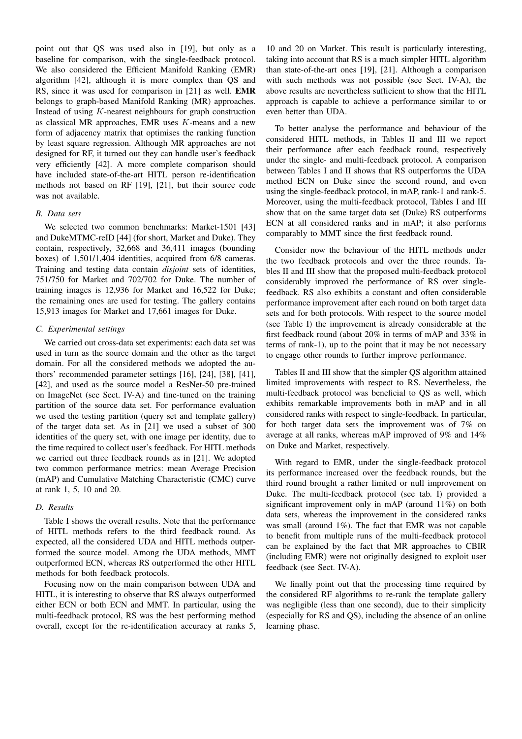point out that QS was used also in [19], but only as a baseline for comparison, with the single-feedback protocol. We also considered the Efficient Manifold Ranking (EMR) algorithm [42], although it is more complex than QS and RS, since it was used for comparison in [21] as well. **EMR** belongs to graph-based Manifold Ranking (MR) approaches. Instead of using $K$-nearest neighbours for graph construction as classical MR approaches, EMR uses $K$-means and a new form of adjacency matrix that optimises the ranking function by least square regression. Although MR approaches are not designed for RF, it turned out they can handle user's feedback very efficiently [42]. A more complete comparison should have included state-of-the-art HITL person re-identification methods not based on RF [19], [21], but their source code was not available.

### B. Data sets

We selected two common benchmarks: Market-1501 [43] and DukeMTMC-reID [44] (for short, Market and Duke). They contain, respectively, 32,668 and 36,411 images (bounding boxes) of 1,501/1,404 identities, acquired from 6/8 cameras. Training and testing data contain *disjoint* sets of identities, 751/750 for Market and 702/702 for Duke. The number of training images is 12,936 for Market and 16,522 for Duke; the remaining ones are used for testing. The gallery contains 15,913 images for Market and 17,661 images for Duke.

### C. Experimental settings

We carried out cross-data set experiments: each data set was used in turn as the source domain and the other as the target domain. For all the considered methods we adopted the authors' recommended parameter settings [16], [24], [38], [41], [42], and used as the source model a ResNet-50 pre-trained on ImageNet (see Sect. IV-A) and fine-tuned on the training partition of the source data set. For performance evaluation we used the testing partition (query set and template gallery) of the target data set. As in [21] we used a subset of 300 identities of the query set, with one image per identity, due to the time required to collect user's feedback. For HITL methods we carried out three feedback rounds as in [21]. We adopted two common performance metrics: mean Average Precision (mAP) and Cumulative Matching Characteristic (CMC) curve at rank 1, 5, 10 and 20.

### D. Results

Table I shows the overall results. Note that the performance of HITL methods refers to the third feedback round. As expected, all the considered UDA and HITL methods outperformed the source model. Among the UDA methods, MMT outperformed ECN, whereas RS outperformed the other HITL methods for both feedback protocols.

Focusing now on the main comparison between UDA and HITL, it is interesting to observe that RS always outperformed either ECN or both ECN and MMT. In particular, using the multi-feedback protocol, RS was the best performing method overall, except for the re-identification accuracy at ranks 5, 10 and 20 on Market. This result is particularly interesting, taking into account that RS is a much simpler HITL algorithm than state-of-the-art ones [19], [21]. Although a comparison with such methods was not possible (see Sect. IV-A), the above results are nevertheless sufficient to show that the HITL approach is capable to achieve a performance similar to or even better than UDA.

To better analyse the performance and behaviour of the considered HITL methods, in Tables II and III we report their performance after each feedback round, respectively under the single- and multi-feedback protocol. A comparison between Tables I and II shows that RS outperforms the UDA method ECN on Duke since the second round, and even using the single-feedback protocol, in mAP, rank-1 and rank-5. Moreover, using the multi-feedback protocol, Tables I and III show that on the same target data set (Duke) RS outperforms ECN at all considered ranks and in mAP; it also performs comparably to MMT since the first feedback round.

Consider now the behaviour of the HITL methods under the two feedback protocols and over the three rounds. Tables II and III show that the proposed multi-feedback protocol considerably improved the performance of RS over single-feedback. RS also exhibits a constant and often considerable performance improvement after each round on both target data sets and for both protocols. With respect to the source model (see Table I) the improvement is already considerable at the first feedback round (about 20% in terms of mAP and 33% in terms of rank-1), up to the point that it may be not necessary to engage other rounds to further improve performance.

Tables II and III show that the simpler QS algorithm attained limited improvements with respect to RS. Nevertheless, the multi-feedback protocol was beneficial to QS as well, which exhibits remarkable improvements both in mAP and in all considered ranks with respect to single-feedback. In particular, for both target data sets the improvement was of 7% on average at all ranks, whereas mAP improved of 9% and 14% on Duke and Market, respectively.

With regard to EMR, under the single-feedback protocol its performance increased over the feedback rounds, but the third round brought a rather limited or null improvement on Duke. The multi-feedback protocol (see tab. I) provided a significant improvement only in mAP (around 11%) on both data sets, whereas the improvement in the considered ranks was small (around 1%). The fact that EMR was not capable to benefit from multiple runs of the multi-feedback protocol can be explained by the fact that MR approaches to CBIR (including EMR) were not originally designed to exploit user feedback (see Sect. IV-A).

We finally point out that the processing time required by the considered RF algorithms to re-rank the template gallery was negligible (less than one second), due to their simplicity (especially for RS and QS), including the absence of an online learning phase.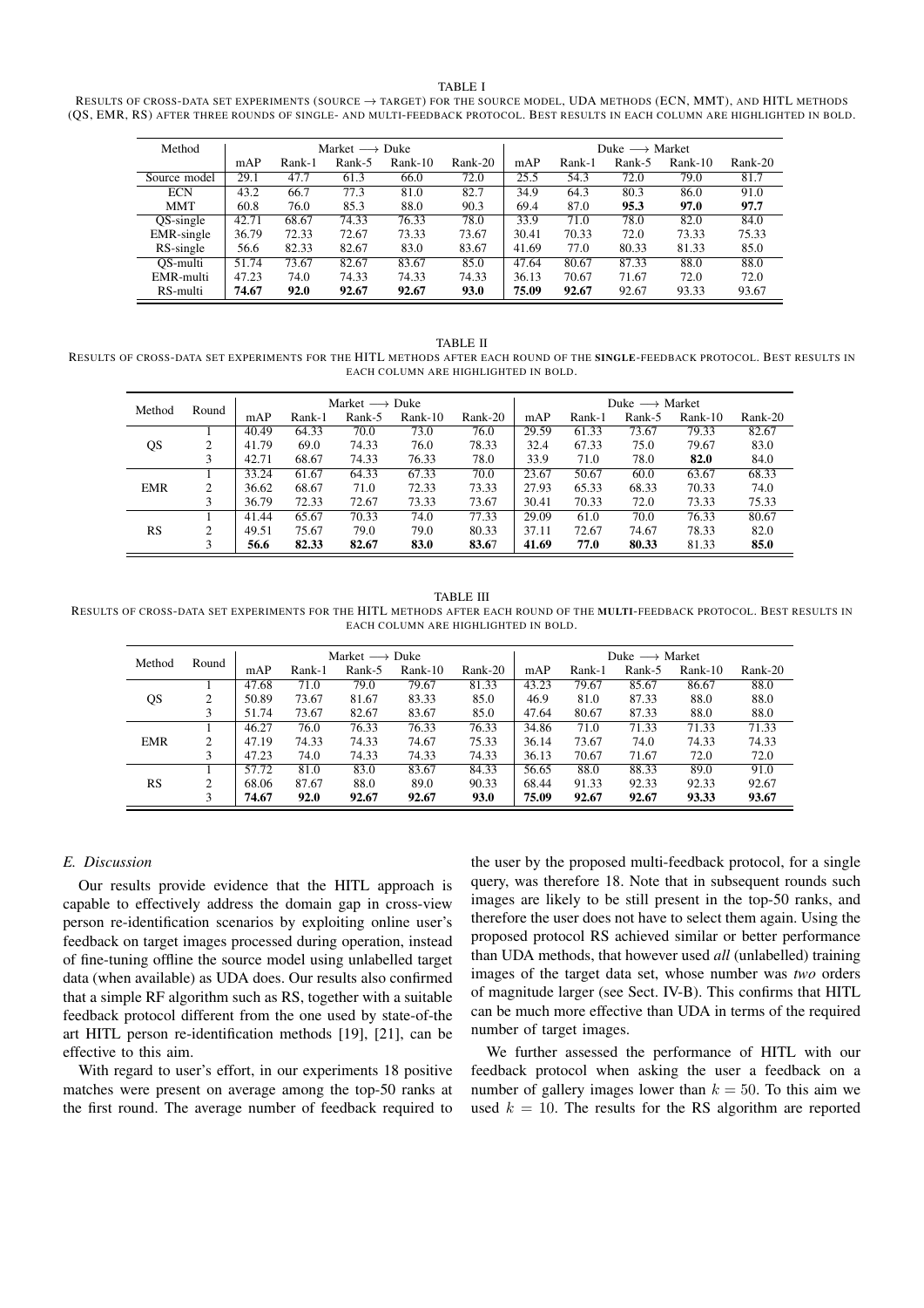TABLE I

RESULTS OF CROSS-DATA SET EXPERIMENTS (SOURCE → TARGET) FOR THE SOURCE MODEL, UDA METHODS (ECN, MMT), AND HITL METHODS (QS, EMR, RS) AFTER THREE ROUNDS OF SINGLE- AND MULTI-FEEDBACK PROTOCOL. BEST RESULTS IN EACH COLUMN ARE HIGHLIGHTED IN BOLD.

| Method | Market ⟶ Duke | | | | | Duke ⟶ Market | | | | |
|---|---|---|---|---|---|---|---|---|---|---|
| | mAP | Rank-1 | Rank-5 | Rank-10 | Rank-20 | mAP | Rank-1 | Rank-5 | Rank-10 | Rank-20 |
| Source model | 29.1 | 47.7 | 61.3 | 66.0 | 72.0 | 25.5 | 54.3 | 72.0 | 79.0 | 81.7 |
| ECN | 43.2 | 66.7 | 77.3 | 81.0 | 82.7 | 34.9 | 64.3 | 80.3 | 86.0 | 91.0 |
| MMT | 60.8 | 76.0 | 85.3 | 88.0 | 90.3 | 69.4 | 87.0 | **95.3** | **97.0** | **97.7** |
| QS-single | 42.71 | 68.67 | 74.33 | 76.33 | 78.0 | 33.9 | 71.0 | 78.0 | 82.0 | 84.0 |
| EMR-single | 36.79 | 72.33 | 72.67 | 73.33 | 73.67 | 30.41 | 70.33 | 72.0 | 73.33 | 75.33 |
| RS-single | 56.6 | 82.33 | 82.67 | 83.0 | 83.67 | 41.69 | 77.0 | 80.33 | 81.33 | 85.0 |
| QS-multi | 51.74 | 73.67 | 82.67 | 83.67 | 85.0 | 47.64 | 80.67 | 87.33 | 88.0 | 88.0 |
| EMR-multi | 47.23 | 74.0 | 74.33 | 74.33 | 74.33 | 36.13 | 70.67 | 71.67 | 72.0 | 72.0 |
| RS-multi | **74.67** | **92.0** | **92.67** | **92.67** | **93.0** | **75.09** | **92.67** | 92.67 | 93.33 | 93.67 |

TABLE II

RESULTS OF CROSS-DATA SET EXPERIMENTS FOR THE HITL METHODS AFTER EACH ROUND OF THE **SINGLE**-FEEDBACK PROTOCOL. BEST RESULTS IN EACH COLUMN ARE HIGHLIGHTED IN BOLD.

| Method | Round | Market ⟶ Duke | | | | | Duke ⟶ Market | | | | |
|---|---|---|---|---|---|---|---|---|---|---|---|
| | | mAP | Rank-1 | Rank-5 | Rank-10 | Rank-20 | mAP | Rank-1 | Rank-5 | Rank-10 | Rank-20 |
| QS | 1 | 40.49 | 64.33 | 70.0 | 73.0 | 76.0 | 29.59 | 61.33 | 73.67 | 79.33 | 82.67 |
| | 2 | 41.79 | 69.0 | 74.33 | 76.0 | 78.33 | 32.4 | 67.33 | 75.0 | 79.67 | 83.0 |
| | 3 | 42.71 | 68.67 | 74.33 | 76.33 | 78.0 | 33.9 | 71.0 | 78.0 | **82.0** | 84.0 |
| EMR | 1 | 33.24 | 61.67 | 64.33 | 67.33 | 70.0 | 23.67 | 50.67 | 60.0 | 63.67 | 68.33 |
| | 2 | 36.62 | 68.67 | 71.0 | 72.33 | 73.33 | 27.93 | 65.33 | 68.33 | 70.33 | 74.0 |
| | 3 | 36.79 | 72.33 | 72.67 | 73.33 | 73.67 | 30.41 | 70.33 | 72.0 | 73.33 | 75.33 |
| RS | 1 | 41.44 | 65.67 | 70.33 | 74.0 | 77.33 | 29.09 | 61.0 | 70.0 | 76.33 | 80.67 |
| | 2 | 49.51 | 75.67 | 79.0 | 79.0 | 80.33 | 37.11 | 72.67 | 74.67 | 78.33 | 82.0 |
| | 3 | **56.6** | **82.33** | **82.67** | **83.0** | **83.67** | **41.69** | **77.0** | **80.33** | 81.33 | **85.0** |

TABLE III

RESULTS OF CROSS-DATA SET EXPERIMENTS FOR THE HITL METHODS AFTER EACH ROUND OF THE **MULTI**-FEEDBACK PROTOCOL. BEST RESULTS IN EACH COLUMN ARE HIGHLIGHTED IN BOLD.

| Method | Round | Market ⟶ Duke | | | | | Duke ⟶ Market | | | | |
|---|---|---|---|---|---|---|---|---|---|---|---|
| | | mAP | Rank-1 | Rank-5 | Rank-10 | Rank-20 | mAP | Rank-1 | Rank-5 | Rank-10 | Rank-20 |
| QS | 1 | 47.68 | 71.0 | 79.0 | 79.67 | 81.33 | 43.23 | 79.67 | 85.67 | 86.67 | 88.0 |
| | 2 | 50.89 | 73.67 | 81.67 | 83.33 | 85.0 | 46.9 | 81.0 | 87.33 | 88.0 | 88.0 |
| | 3 | 51.74 | 73.67 | 82.67 | 83.67 | 85.0 | 47.64 | 80.67 | 87.33 | 88.0 | 88.0 |
| EMR | 1 | 46.27 | 76.0 | 76.33 | 76.33 | 76.33 | 34.86 | 71.0 | 71.33 | 71.33 | 71.33 |
| | 2 | 47.19 | 74.33 | 74.33 | 74.67 | 75.33 | 36.14 | 73.67 | 74.0 | 74.33 | 74.33 |
| | 3 | 47.23 | 74.0 | 74.33 | 74.33 | 74.33 | 36.13 | 70.67 | 71.67 | 72.0 | 72.0 |
| RS | 1 | 57.72 | 81.0 | 83.0 | 83.67 | 84.33 | 56.65 | 88.0 | 88.33 | 89.0 | 91.0 |
| | 2 | 68.06 | 87.67 | 88.0 | 89.0 | 90.33 | 68.44 | 91.33 | 92.33 | 92.33 | 92.67 |
| | 3 | **74.67** | **92.0** | **92.67** | **92.67** | **93.0** | **75.09** | **92.67** | **92.67** | **93.33** | **93.67** |

### *E. Discussion*

Our results provide evidence that the HITL approach is capable to effectively address the domain gap in cross-view person re-identification scenarios by exploiting online user's feedback on target images processed during operation, instead of fine-tuning offline the source model using unlabelled target data (when available) as UDA does. Our results also confirmed that a simple RF algorithm such as RS, together with a suitable feedback protocol different from the one used by state-of-the art HITL person re-identification methods [19], [21], can be effective to this aim.

With regard to user's effort, in our experiments 18 positive matches were present on average among the top-50 ranks at the first round. The average number of feedback required to the user by the proposed multi-feedback protocol, for a single query, was therefore 18. Note that in subsequent rounds such images are likely to be still present in the top-50 ranks, and therefore the user does not have to select them again. Using the proposed protocol RS achieved similar or better performance than UDA methods, that however used *all* (unlabelled) training images of the target data set, whose number was *two* orders of magnitude larger (see Sect. IV-B). This confirms that HITL can be much more effective than UDA in terms of the required number of target images.

We further assessed the performance of HITL with our feedback protocol when asking the user a feedback on a number of gallery images lower than $k = 50$. To this aim we used $k = 10$. The results for the RS algorithm are reported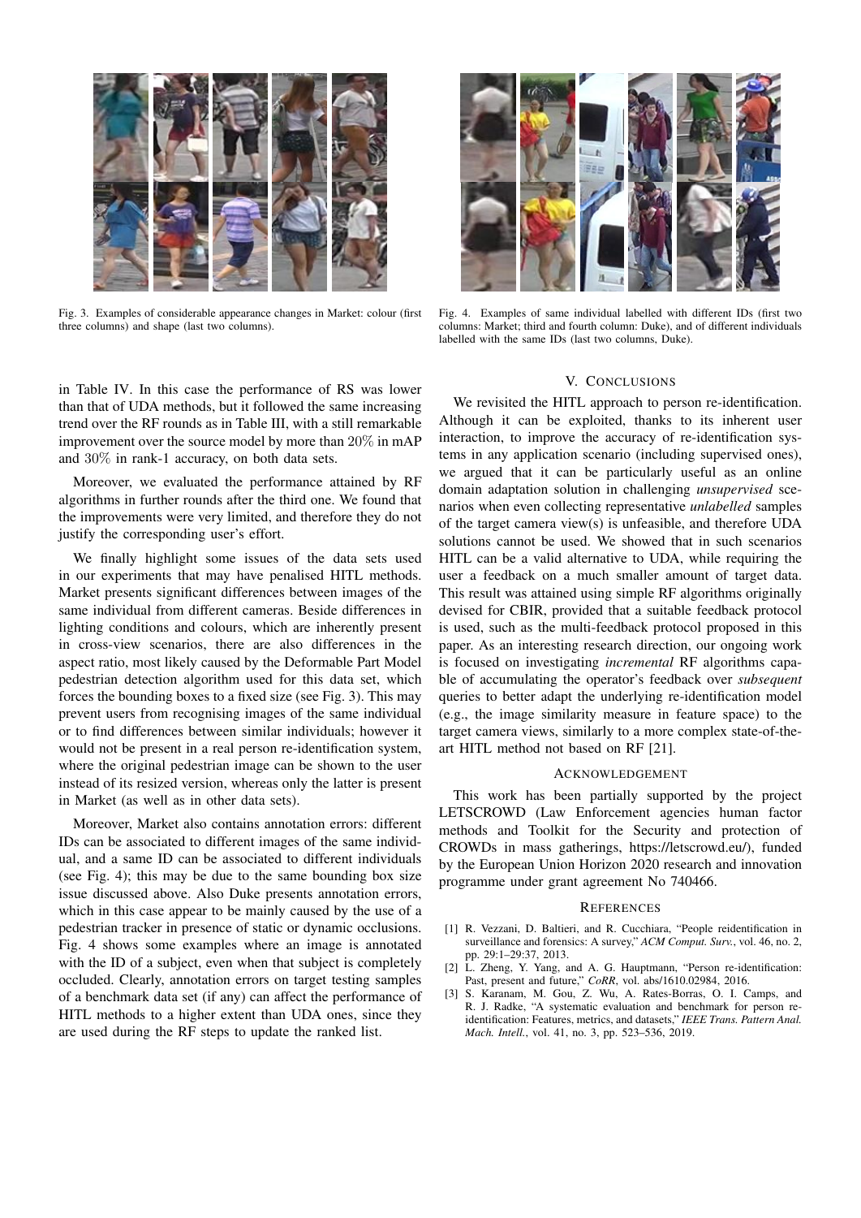Fig. 3. Examples of considerable appearance changes in Market: colour (first three columns) and shape (last two columns).

Fig. 4. Examples of same individual labelled with different IDs (first two columns: Market; third and fourth column: Duke), and of different individuals labelled with the same IDs (last two columns, Duke).

in Table IV. In this case the performance of RS was lower than that of UDA methods, but it followed the same increasing trend over the RF rounds as in Table III, with a still remarkable improvement over the source model by more than $20\%$ in mAP and $30\%$ in rank-1 accuracy, on both data sets.

Moreover, we evaluated the performance attained by RF algorithms in further rounds after the third one. We found that the improvements were very limited, and therefore they do not justify the corresponding user's effort.

We finally highlight some issues of the data sets used in our experiments that may have penalised HITL methods. Market presents significant differences between images of the same individual from different cameras. Beside differences in lighting conditions and colours, which are inherently present in cross-view scenarios, there are also differences in the aspect ratio, most likely caused by the Deformable Part Model pedestrian detection algorithm used for this data set, which forces the bounding boxes to a fixed size (see Fig. 3). This may prevent users from recognising images of the same individual or to find differences between similar individuals; however it would not be present in a real person re-identification system, where the original pedestrian image can be shown to the user instead of its resized version, whereas only the latter is present in Market (as well as in other data sets).

Moreover, Market also contains annotation errors: different IDs can be associated to different images of the same individual, and a same ID can be associated to different individuals (see Fig. 4); this may be due to the same bounding box size issue discussed above. Also Duke presents annotation errors, which in this case appear to be mainly caused by the use of a pedestrian tracker in presence of static or dynamic occlusions. Fig. 4 shows some examples where an image is annotated with the ID of a subject, even when that subject is completely occluded. Clearly, annotation errors on target testing samples of a benchmark data set (if any) can affect the performance of HITL methods to a higher extent than UDA ones, since they are used during the RF steps to update the ranked list.

## V. Conclusions

We revisited the HITL approach to person re-identification. Although it can be exploited, thanks to its inherent user interaction, to improve the accuracy of re-identification systems in any application scenario (including supervised ones), we argued that it can be particularly useful as an online domain adaptation solution in challenging *unsupervised* scenarios when even collecting representative *unlabelled* samples of the target camera view(s) is unfeasible, and therefore UDA solutions cannot be used. We showed that in such scenarios HITL can be a valid alternative to UDA, while requiring the user a feedback on a much smaller amount of target data. This result was attained using simple RF algorithms originally devised for CBIR, provided that a suitable feedback protocol is used, such as the multi-feedback protocol proposed in this paper. As an interesting research direction, our ongoing work is focused on investigating *incremental* RF algorithms capable of accumulating the operator's feedback over *subsequent* queries to better adapt the underlying re-identification model (e.g., the image similarity measure in feature space) to the target camera views, similarly to a more complex state-of-the-art HITL method not based on RF [21].

## Acknowledgement

This work has been partially supported by the project LETSCROWD (Law Enforcement agencies human factor methods and Toolkit for the Security and protection of CROWDs in mass gatherings, https://letscrowd.eu/), funded by the European Union Horizon 2020 research and innovation programme under grant agreement No 740466.

## References

[1] R. Vezzani, D. Baltieri, and R. Cucchiara, "People reidentification in surveillance and forensics: A survey," *ACM Comput. Surv.*, vol. 46, no. 2, pp. 29:1–29:37, 2013.

[2] L. Zheng, Y. Yang, and A. G. Hauptmann, "Person re-identification: Past, present and future," *CoRR*, vol. abs/1610.02984, 2016.

[3] S. Karanam, M. Gou, Z. Wu, A. Rates-Borras, O. I. Camps, and R. J. Radke, "A systematic evaluation and benchmark for person re-identification: Features, metrics, and datasets," *IEEE Trans. Pattern Anal. Mach. Intell.*, vol. 41, no. 3, pp. 523–536, 2019.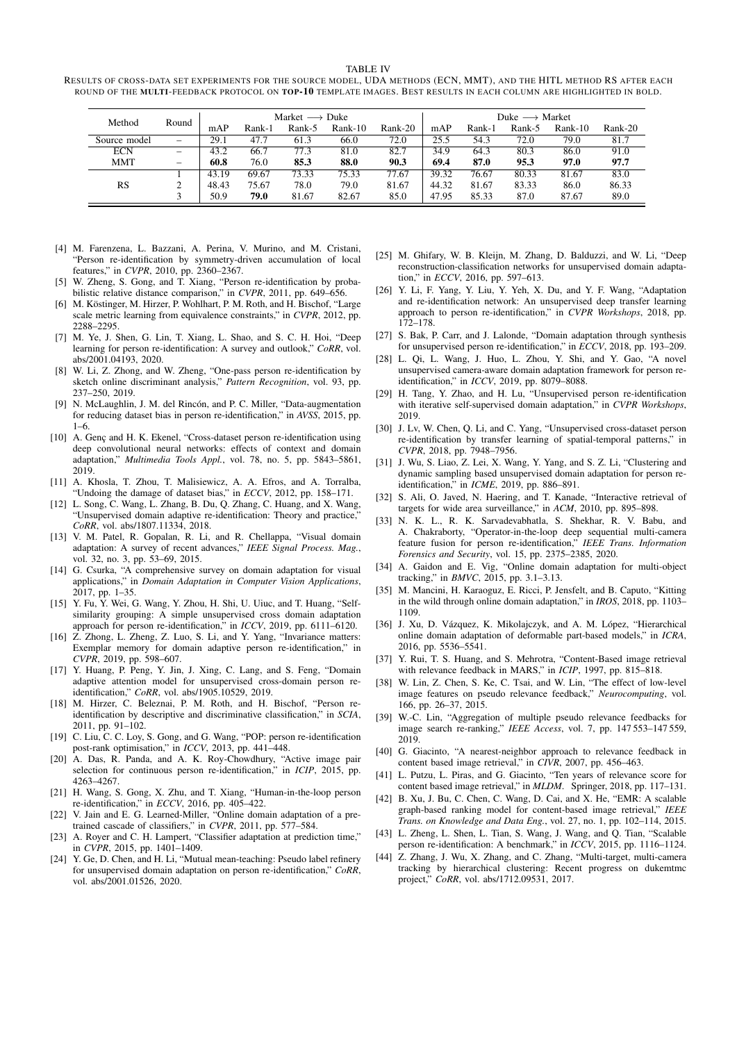TABLE IV

RESULTS OF CROSS-DATA SET EXPERIMENTS FOR THE SOURCE MODEL, UDA METHODS (ECN, MMT), AND THE HITL METHOD RS AFTER EACH ROUND OF THE **MULTI**-FEEDBACK PROTOCOL ON **TOP-10** TEMPLATE IMAGES. BEST RESULTS IN EACH COLUMN ARE HIGHLIGHTED IN BOLD.

| Method | Round | Market ⟶ Duke | | | | | Duke ⟶ Market | | | | |
|---|---|---|---|---|---|---|---|---|---|---|---|
| | | mAP | Rank-1 | Rank-5 | Rank-10 | Rank-20 | mAP | Rank-1 | Rank-5 | Rank-10 | Rank-20 |
| Source model | – | 29.1 | 47.7 | 61.3 | 66.0 | 72.0 | 25.5 | 54.3 | 72.0 | 79.0 | 81.7 |
| ECN | – | 43.2 | 66.7 | 77.3 | 81.0 | 82.7 | 34.9 | 64.3 | 80.3 | 86.0 | 91.0 |
| MMT | – | **60.8** | 76.0 | **85.3** | **88.0** | **90.3** | **69.4** | **87.0** | **95.3** | **97.0** | **97.7** |
| RS | 1 | 43.19 | 69.67 | 73.33 | 75.33 | 77.67 | 39.32 | 76.67 | 80.33 | 81.67 | 83.0 |
| | 2 | 48.43 | 75.67 | 78.0 | 79.0 | 81.67 | 44.32 | 81.67 | 83.33 | 86.0 | 86.33 |
| | 3 | 50.9 | **79.0** | 81.67 | 82.67 | 85.0 | 47.95 | 85.33 | 87.0 | 87.67 | 89.0 |

[4] M. Farenzena, L. Bazzani, A. Perina, V. Murino, and M. Cristani, "Person re-identification by symmetry-driven accumulation of local features," in *CVPR*, 2010, pp. 2360–2367.

[5] W. Zheng, S. Gong, and T. Xiang, "Person re-identification by probabilistic relative distance comparison," in *CVPR*, 2011, pp. 649–656.

[6] M. Köstinger, M. Hirzer, P. Wohlhart, P. M. Roth, and H. Bischof, "Large scale metric learning from equivalence constraints," in *CVPR*, 2012, pp. 2288–2295.

[7] M. Ye, J. Shen, G. Lin, T. Xiang, L. Shao, and S. C. H. Hoi, "Deep learning for person re-identification: A survey and outlook," *CoRR*, vol. abs/2001.04193, 2020.

[8] W. Li, Z. Zhong, and W. Zheng, "One-pass person re-identification by sketch online discriminant analysis," *Pattern Recognition*, vol. 93, pp. 237–250, 2019.

[9] N. McLaughlin, J. M. del Rincón, and P. C. Miller, "Data-augmentation for reducing dataset bias in person re-identification," in *AVSS*, 2015, pp. 1–6.

[10] A. Genç and H. K. Ekenel, "Cross-dataset person re-identification using deep convolutional neural networks: effects of context and domain adaptation," *Multimedia Tools Appl.*, vol. 78, no. 5, pp. 5843–5861, 2019.

[11] A. Khosla, T. Zhou, T. Malisiewicz, A. A. Efros, and A. Torralba, "Undoing the damage of dataset bias," in *ECCV*, 2012, pp. 158–171.

[12] L. Song, C. Wang, L. Zhang, B. Du, Q. Zhang, C. Huang, and X. Wang, "Unsupervised domain adaptive re-identification: Theory and practice," *CoRR*, vol. abs/1807.11334, 2018.

[13] V. M. Patel, R. Gopalan, R. Li, and R. Chellappa, "Visual domain adaptation: A survey of recent advances," *IEEE Signal Process. Mag.*, vol. 32, no. 3, pp. 53–69, 2015.

[14] G. Csurka, "A comprehensive survey on domain adaptation for visual applications," in *Domain Adaptation in Computer Vision Applications*, 2017, pp. 1–35.

[15] Y. Fu, Y. Wei, G. Wang, Y. Zhou, H. Shi, U. Uiuc, and T. Huang, "Self-similarity grouping: A simple unsupervised cross domain adaptation approach for person re-identification," in *ICCV*, 2019, pp. 6111–6120.

[16] Z. Zhong, L. Zheng, Z. Luo, S. Li, and Y. Yang, "Invariance matters: Exemplar memory for domain adaptive person re-identification," in *CVPR*, 2019, pp. 598–607.

[17] Y. Huang, P. Peng, Y. Jin, J. Xing, C. Lang, and S. Feng, "Domain adaptive attention model for unsupervised cross-domain person re-identification," *CoRR*, vol. abs/1905.10529, 2019.

[18] M. Hirzer, C. Beleznai, P. M. Roth, and H. Bischof, "Person re-identification by descriptive and discriminative classification," in *SCIA*, 2011, pp. 91–102.

[19] C. Liu, C. C. Loy, S. Gong, and G. Wang, "POP: person re-identification post-rank optimisation," in *ICCV*, 2013, pp. 441–448.

[20] A. Das, R. Panda, and A. K. Roy-Chowdhury, "Active image pair selection for continuous person re-identification," in *ICIP*, 2015, pp. 4263–4267.

[21] H. Wang, S. Gong, X. Zhu, and T. Xiang, "Human-in-the-loop person re-identification," in *ECCV*, 2016, pp. 405–422.

[22] V. Jain and E. G. Learned-Miller, "Online domain adaptation of a pre-trained cascade of classifiers," in *CVPR*, 2011, pp. 577–584.

[23] A. Royer and C. H. Lampert, "Classifier adaptation at prediction time," in *CVPR*, 2015, pp. 1401–1409.

[24] Y. Ge, D. Chen, and H. Li, "Mutual mean-teaching: Pseudo label refinery for unsupervised domain adaptation on person re-identification," *CoRR*, vol. abs/2001.01526, 2020.

[25] M. Ghifary, W. B. Kleijn, M. Zhang, D. Balduzzi, and W. Li, "Deep reconstruction-classification networks for unsupervised domain adaptation," in *ECCV*, 2016, pp. 597–613.

[26] Y. Li, F. Yang, Y. Liu, Y. Yeh, X. Du, and Y. F. Wang, "Adaptation and re-identification network: An unsupervised deep transfer learning approach to person re-identification," in *CVPR Workshops*, 2018, pp. 172–178.

[27] S. Bak, P. Carr, and J. Lalonde, "Domain adaptation through synthesis for unsupervised person re-identification," in *ECCV*, 2018, pp. 193–209.

[28] L. Qi, L. Wang, J. Huo, L. Zhou, Y. Shi, and Y. Gao, "A novel unsupervised camera-aware domain adaptation framework for person re-identification," in *ICCV*, 2019, pp. 8079–8088.

[29] H. Tang, Y. Zhao, and H. Lu, "Unsupervised person re-identification with iterative self-supervised domain adaptation," in *CVPR Workshops*, 2019.

[30] J. Lv, W. Chen, Q. Li, and C. Yang, "Unsupervised cross-dataset person re-identification by transfer learning of spatial-temporal patterns," in *CVPR*, 2018, pp. 7948–7956.

[31] J. Wu, S. Liao, Z. Lei, X. Wang, Y. Yang, and S. Z. Li, "Clustering and dynamic sampling based unsupervised domain adaptation for person re-identification," in *ICME*, 2019, pp. 886–891.

[32] S. Ali, O. Javed, N. Haering, and T. Kanade, "Interactive retrieval of targets for wide area surveillance," in *ACM*, 2010, pp. 895–898.

[33] N. K. L., R. K. Sarvadevabhatla, S. Shekhar, R. V. Babu, and A. Chakraborty, "Operator-in-the-loop deep sequential multi-camera feature fusion for person re-identification," *IEEE Trans. Information Forensics and Security*, vol. 15, pp. 2375–2385, 2020.

[34] A. Gaidon and E. Vig, "Online domain adaptation for multi-object tracking," in *BMVC*, 2015, pp. 3.1–3.13.

[35] M. Mancini, H. Karaoguz, E. Ricci, P. Jensfelt, and B. Caputo, "Kitting in the wild through online domain adaptation," in *IROS*, 2018, pp. 1103–1109.

[36] J. Xu, D. Vázquez, K. Mikolajczyk, and A. M. López, "Hierarchical online domain adaptation of deformable part-based models," in *ICRA*, 2016, pp. 5536–5541.

[37] Y. Rui, T. S. Huang, and S. Mehrotra, "Content-Based image retrieval with relevance feedback in MARS," in *ICIP*, 1997, pp. 815–818.

[38] W. Lin, Z. Chen, S. Ke, C. Tsai, and W. Lin, "The effect of low-level image features on pseudo relevance feedback," *Neurocomputing*, vol. 166, pp. 26–37, 2015.

[39] W.-C. Lin, "Aggregation of multiple pseudo relevance feedbacks for image search re-ranking," *IEEE Access*, vol. 7, pp. 147 553–147 559, 2019.

[40] G. Giacinto, "A nearest-neighbor approach to relevance feedback in content based image retrieval," in *CIVR*, 2007, pp. 456–463.

[41] L. Putzu, L. Piras, and G. Giacinto, "Ten years of relevance score for content based image retrieval," in *MLDM*. Springer, 2018, pp. 117–131.

[42] B. Xu, J. Bu, C. Chen, C. Wang, D. Cai, and X. He, "EMR: A scalable graph-based ranking model for content-based image retrieval," *IEEE Trans. on Knowledge and Data Eng.*, vol. 27, no. 1, pp. 102–114, 2015.

[43] L. Zheng, L. Shen, L. Tian, S. Wang, J. Wang, and Q. Tian, "Scalable person re-identification: A benchmark," in *ICCV*, 2015, pp. 1116–1124.

[44] Z. Zhang, J. Wu, X. Zhang, and C. Zhang, "Multi-target, multi-camera tracking by hierarchical clustering: Recent progress on dukemtmc project," *CoRR*, vol. abs/1712.09531, 2017.